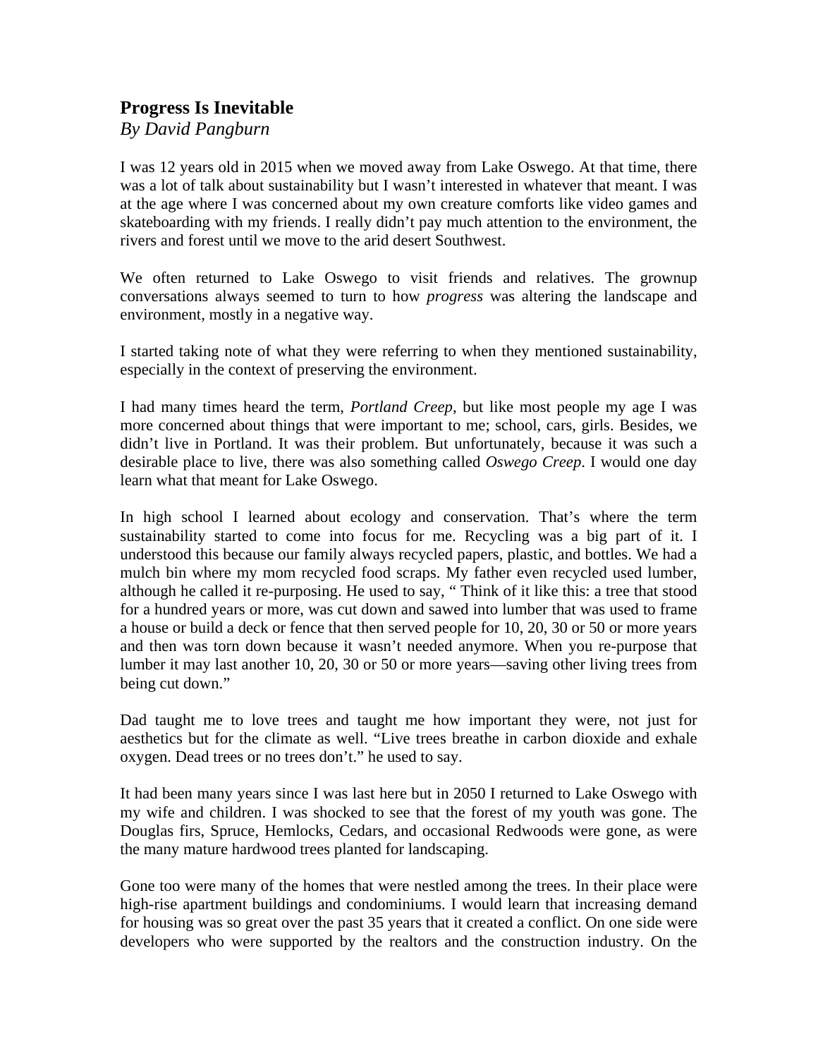## Progress Is Inevitable

*By David Pangburn*

I was 12 years old in 2015 when we moved away from Lake Oswego. At that time, there was a lot of talk about sustainability but I wasn't interested in whatever that meant. I was at the age where I was concerned about my own creature comforts like video games and skateboarding with my friends. I really didn't pay much attention to the environment, the rivers and forest until we move to the arid desert Southwest.

We often returned to Lake Oswego to visit friends and relatives. The grownup conversations always seemed to turn to how *progress* was altering the landscape and environment, mostly in a negative way.

I started taking note of what they were referring to when they mentioned sustainability, especially in the context of preserving the environment.

I had many times heard the term, *Portland Creep*, but like most people my age I was more concerned about things that were important to me; school, cars, girls. Besides, we didn't live in Portland. It was their problem. But unfortunately, because it was such a desirable place to live, there was also something called *Oswego Creep*. I would one day learn what that meant for Lake Oswego.

In high school I learned about ecology and conservation. That's where the term sustainability started to come into focus for me. Recycling was a big part of it. I understood this because our family always recycled papers, plastic, and bottles. We had a mulch bin where my mom recycled food scraps. My father even recycled used lumber, although he called it re-purposing. He used to say, " Think of it like this: a tree that stood for a hundred years or more, was cut down and sawed into lumber that was used to frame a house or build a deck or fence that then served people for 10, 20, 30 or 50 or more years and then was torn down because it wasn't needed anymore. When you re-purpose that lumber it may last another 10, 20, 30 or 50 or more years—saving other living trees from being cut down."

Dad taught me to love trees and taught me how important they were, not just for aesthetics but for the climate as well. "Live trees breathe in carbon dioxide and exhale oxygen. Dead trees or no trees don't." he used to say.

It had been many years since I was last here but in 2050 I returned to Lake Oswego with my wife and children. I was shocked to see that the forest of my youth was gone. The Douglas firs, Spruce, Hemlocks, Cedars, and occasional Redwoods were gone, as were the many mature hardwood trees planted for landscaping.

Gone too were many of the homes that were nestled among the trees. In their place were high-rise apartment buildings and condominiums. I would learn that increasing demand for housing was so great over the past 35 years that it created a conflict. On one side were developers who were supported by the realtors and the construction industry. On the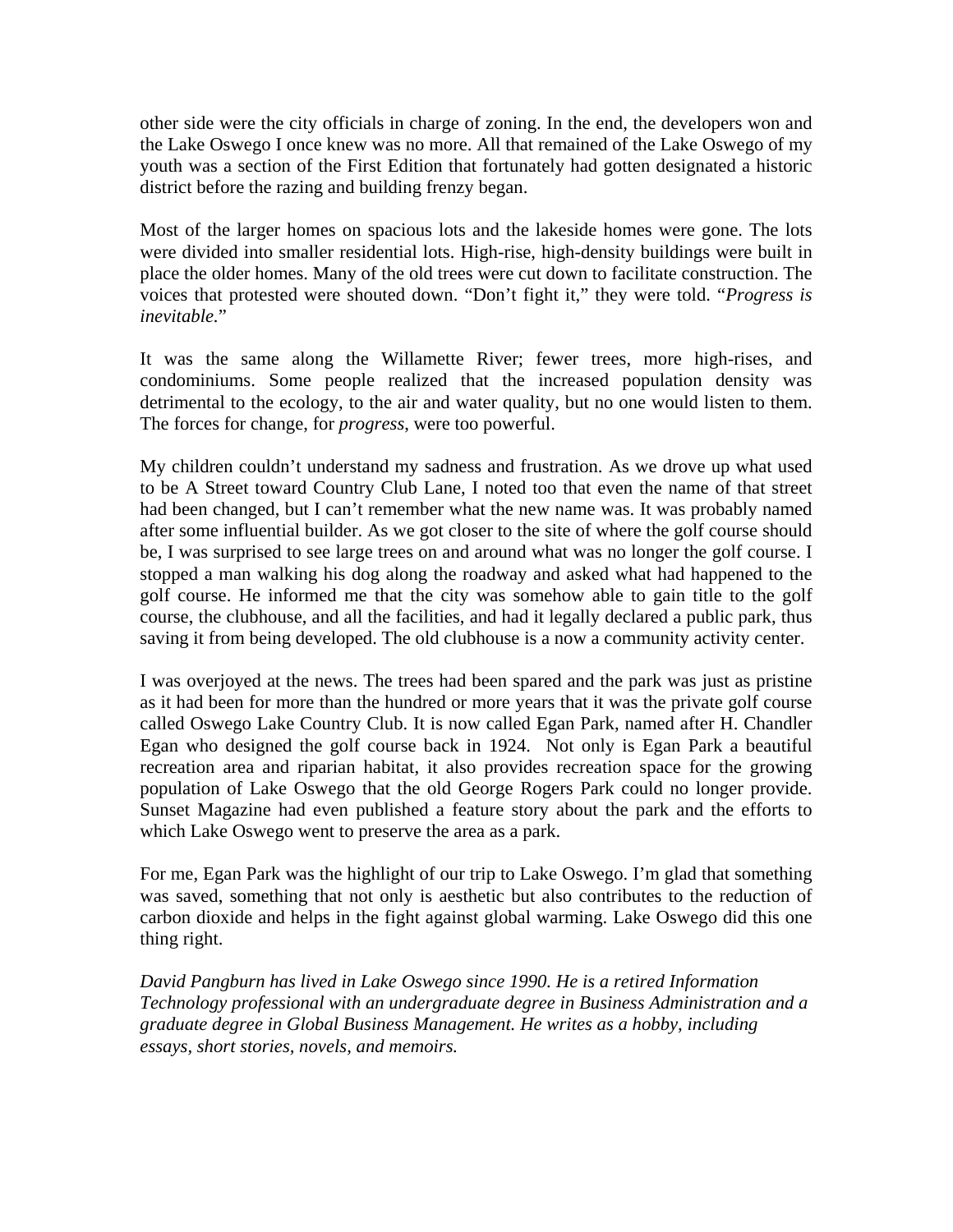other side were the city officials in charge of zoning. In the end, the developers won and the Lake Oswego I once knew was no more. All that remained of the Lake Oswego of my youth was a section of the First Edition that fortunately had gotten designated a historic district before the razing and building frenzy began.

Most of the larger homes on spacious lots and the lakeside homes were gone. The lots were divided into smaller residential lots. High-rise, high-density buildings were built in place the older homes. Many of the old trees were cut down to facilitate construction. The voices that protested were shouted down. "Don't fight it," they were told. "*Progress is inevitable*."

It was the same along the Willamette River; fewer trees, more high-rises, and condominiums. Some people realized that the increased population density was detrimental to the ecology, to the air and water quality, but no one would listen to them. The forces for change, for *progress*, were too powerful.

My children couldn't understand my sadness and frustration. As we drove up what used to be A Street toward Country Club Lane, I noted too that even the name of that street had been changed, but I can't remember what the new name was. It was probably named after some influential builder. As we got closer to the site of where the golf course should be, I was surprised to see large trees on and around what was no longer the golf course. I stopped a man walking his dog along the roadway and asked what had happened to the golf course. He informed me that the city was somehow able to gain title to the golf course, the clubhouse, and all the facilities, and had it legally declared a public park, thus saving it from being developed. The old clubhouse is a now a community activity center.

I was overjoyed at the news. The trees had been spared and the park was just as pristine as it had been for more than the hundred or more years that it was the private golf course called Oswego Lake Country Club. It is now called Egan Park, named after H. Chandler Egan who designed the golf course back in 1924. Not only is Egan Park a beautiful recreation area and riparian habitat, it also provides recreation space for the growing population of Lake Oswego that the old George Rogers Park could no longer provide. Sunset Magazine had even published a feature story about the park and the efforts to which Lake Oswego went to preserve the area as a park.

For me, Egan Park was the highlight of our trip to Lake Oswego. I'm glad that something was saved, something that not only is aesthetic but also contributes to the reduction of carbon dioxide and helps in the fight against global warming. Lake Oswego did this one thing right.

*David Pangburn has lived in Lake Oswego since 1990. He is a retired Information Technology professional with an undergraduate degree in Business Administration and a graduate degree in Global Business Management. He writes as a hobby, including essays, short stories, novels, and memoirs.*